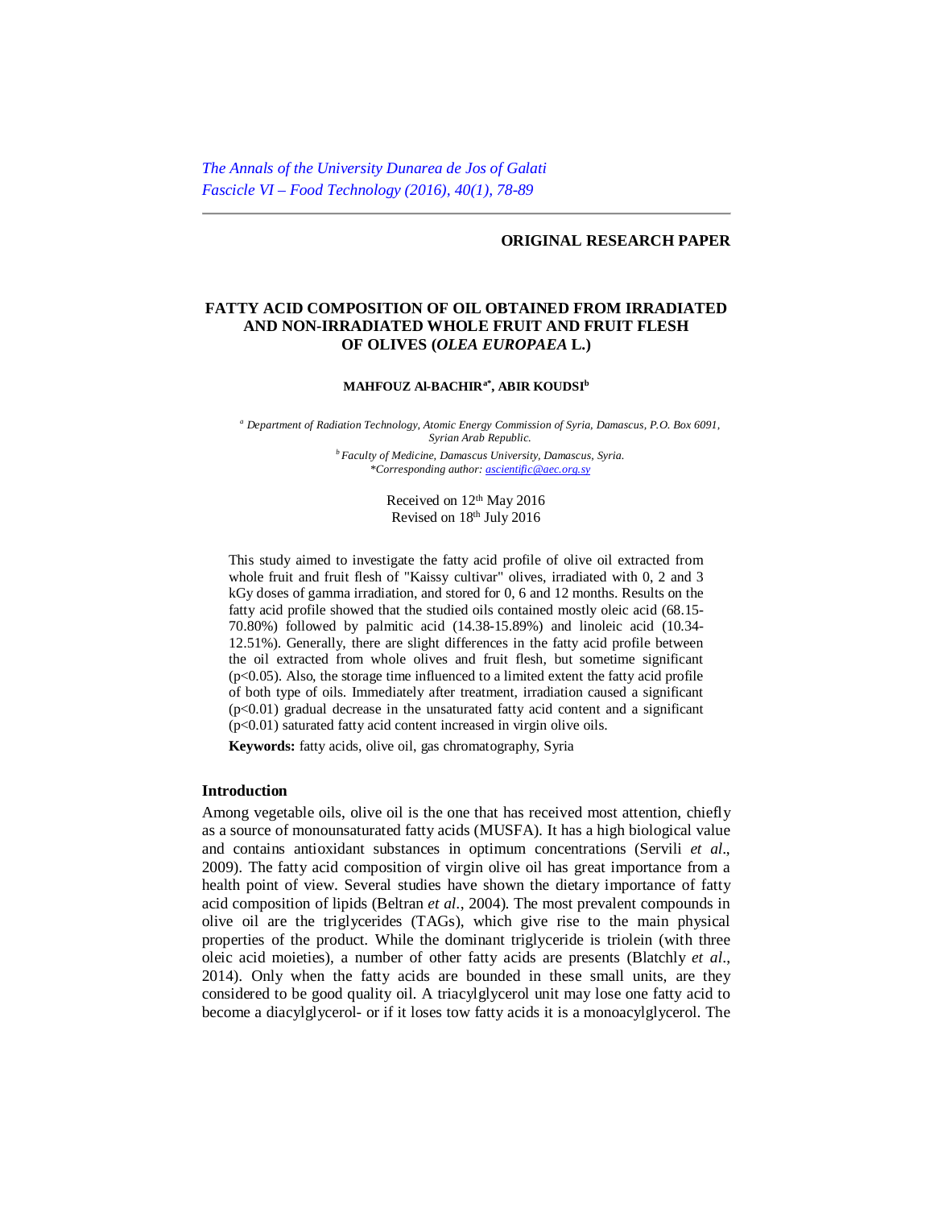*The Annals of the University Dunarea de Jos of Galati*
*Fascicle VI – Food Technology (2016), 40(1), 78-89*

**ORIGINAL RESEARCH PAPER**

# FATTY ACID COMPOSITION OF OIL OBTAINED FROM IRRADIATED AND NON-IRRADIATED WHOLE FRUIT AND FRUIT FLESH OF OLIVES (*OLEA EUROPAEA* L.)

**MAHFOUZ Al-BACHIR[a*], ABIR KOUDSI[b]**

[a] *Department of Radiation Technology, Atomic Energy Commission of Syria, Damascus, P.O. Box 6091, Syrian Arab Republic.*
[b] *Faculty of Medicine, Damascus University, Damascus, Syria.*
*\*Corresponding author: ascientific@aec.org.sy*

Received on 12th May 2016
Revised on 18th July 2016

This study aimed to investigate the fatty acid profile of olive oil extracted from whole fruit and fruit flesh of "Kaissy cultivar" olives, irradiated with 0, 2 and 3 kGy doses of gamma irradiation, and stored for 0, 6 and 12 months. Results on the fatty acid profile showed that the studied oils contained mostly oleic acid (68.15-70.80%) followed by palmitic acid (14.38-15.89%) and linoleic acid (10.34-12.51%). Generally, there are slight differences in the fatty acid profile between the oil extracted from whole olives and fruit flesh, but sometime significant ($p<0.05$). Also, the storage time influenced to a limited extent the fatty acid profile of both type of oils. Immediately after treatment, irradiation caused a significant ($p<0.01$) gradual decrease in the unsaturated fatty acid content and a significant ($p<0.01$) saturated fatty acid content increased in virgin olive oils.

**Keywords:** fatty acids, olive oil, gas chromatography, Syria

## Introduction

Among vegetable oils, olive oil is the one that has received most attention, chiefly as a source of monounsaturated fatty acids (MUSFA). It has a high biological value and contains antioxidant substances in optimum concentrations (Servili *et al*., 2009). The fatty acid composition of virgin olive oil has great importance from a health point of view. Several studies have shown the dietary importance of fatty acid composition of lipids (Beltran *et al.*, 2004). The most prevalent compounds in olive oil are the triglycerides (TAGs), which give rise to the main physical properties of the product. While the dominant triglyceride is triolein (with three oleic acid moieties), a number of other fatty acids are presents (Blatchly *et al*., 2014). Only when the fatty acids are bounded in these small units, are they considered to be good quality oil. A triacylglycerol unit may lose one fatty acid to become a diacylglycerol- or if it loses tow fatty acids it is a monoacylglycerol. The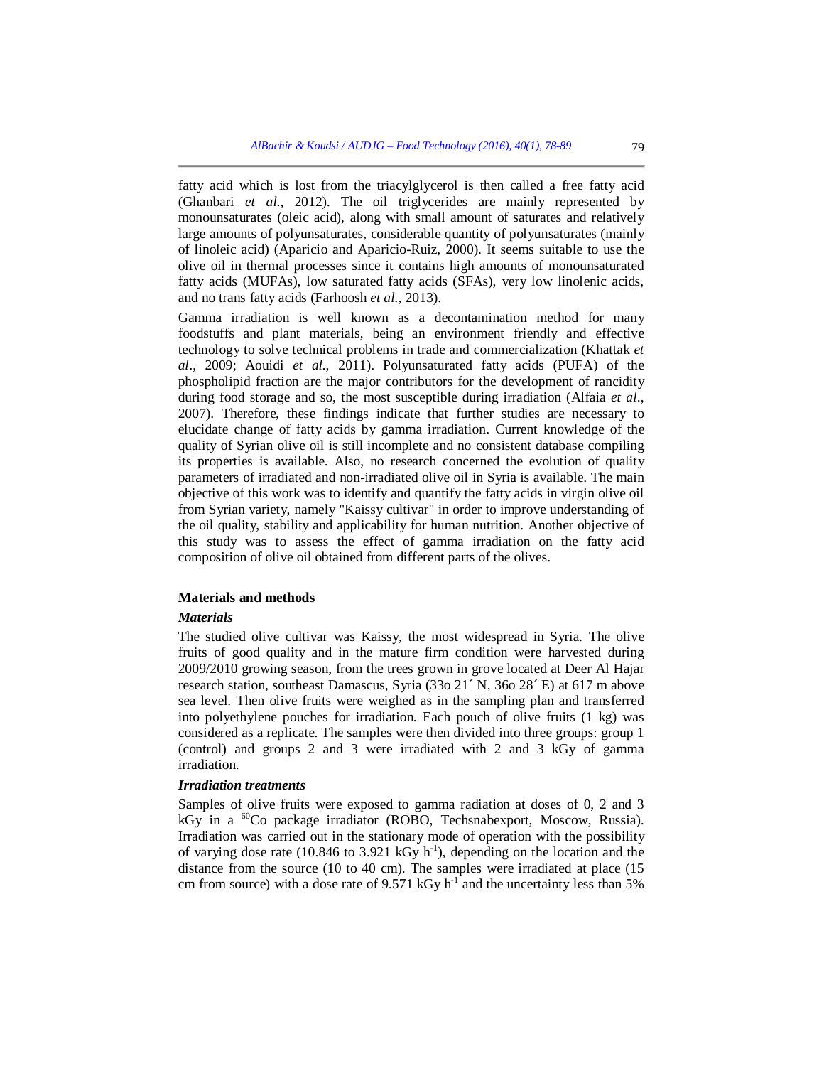fatty acid which is lost from the triacylglycerol is then called a free fatty acid (Ghanbari *et al.*, 2012). The oil triglycerides are mainly represented by monounsaturates (oleic acid), along with small amount of saturates and relatively large amounts of polyunsaturates, considerable quantity of polyunsaturates (mainly of linoleic acid) (Aparicio and Aparicio-Ruiz, 2000). It seems suitable to use the olive oil in thermal processes since it contains high amounts of monounsaturated fatty acids (MUFAs), low saturated fatty acids (SFAs), very low linolenic acids, and no trans fatty acids (Farhoosh *et al.*, 2013).

Gamma irradiation is well known as a decontamination method for many foodstuffs and plant materials, being an environment friendly and effective technology to solve technical problems in trade and commercialization (Khattak *et al*., 2009; Aouidi *et al*., 2011). Polyunsaturated fatty acids (PUFA) of the phospholipid fraction are the major contributors for the development of rancidity during food storage and so, the most susceptible during irradiation (Alfaia *et al*., 2007). Therefore, these findings indicate that further studies are necessary to elucidate change of fatty acids by gamma irradiation. Current knowledge of the quality of Syrian olive oil is still incomplete and no consistent database compiling its properties is available. Also, no research concerned the evolution of quality parameters of irradiated and non-irradiated olive oil in Syria is available. The main objective of this work was to identify and quantify the fatty acids in virgin olive oil from Syrian variety, namely "Kaissy cultivar" in order to improve understanding of the oil quality, stability and applicability for human nutrition. Another objective of this study was to assess the effect of gamma irradiation on the fatty acid composition of olive oil obtained from different parts of the olives.

## Materials and methods

### *Materials*

The studied olive cultivar was Kaissy, the most widespread in Syria. The olive fruits of good quality and in the mature firm condition were harvested during 2009/2010 growing season, from the trees grown in grove located at Deer Al Hajar research station, southeast Damascus, Syria (33o 21´ N, 36o 28´ E) at 617 m above sea level. Then olive fruits were weighed as in the sampling plan and transferred into polyethylene pouches for irradiation. Each pouch of olive fruits (1 kg) was considered as a replicate. The samples were then divided into three groups: group 1 (control) and groups 2 and 3 were irradiated with 2 and 3 kGy of gamma irradiation.

### *Irradiation treatments*

Samples of olive fruits were exposed to gamma radiation at doses of 0, 2 and 3 kGy in a $^{60}Co$ package irradiator (ROBO, Techsnabexport, Moscow, Russia). Irradiation was carried out in the stationary mode of operation with the possibility of varying dose rate (10.846 to 3.921 kGy $h^{-1}$), depending on the location and the distance from the source (10 to 40 cm). The samples were irradiated at place (15 cm from source) with a dose rate of 9.571 kGy $h^{-1}$ and the uncertainty less than 5%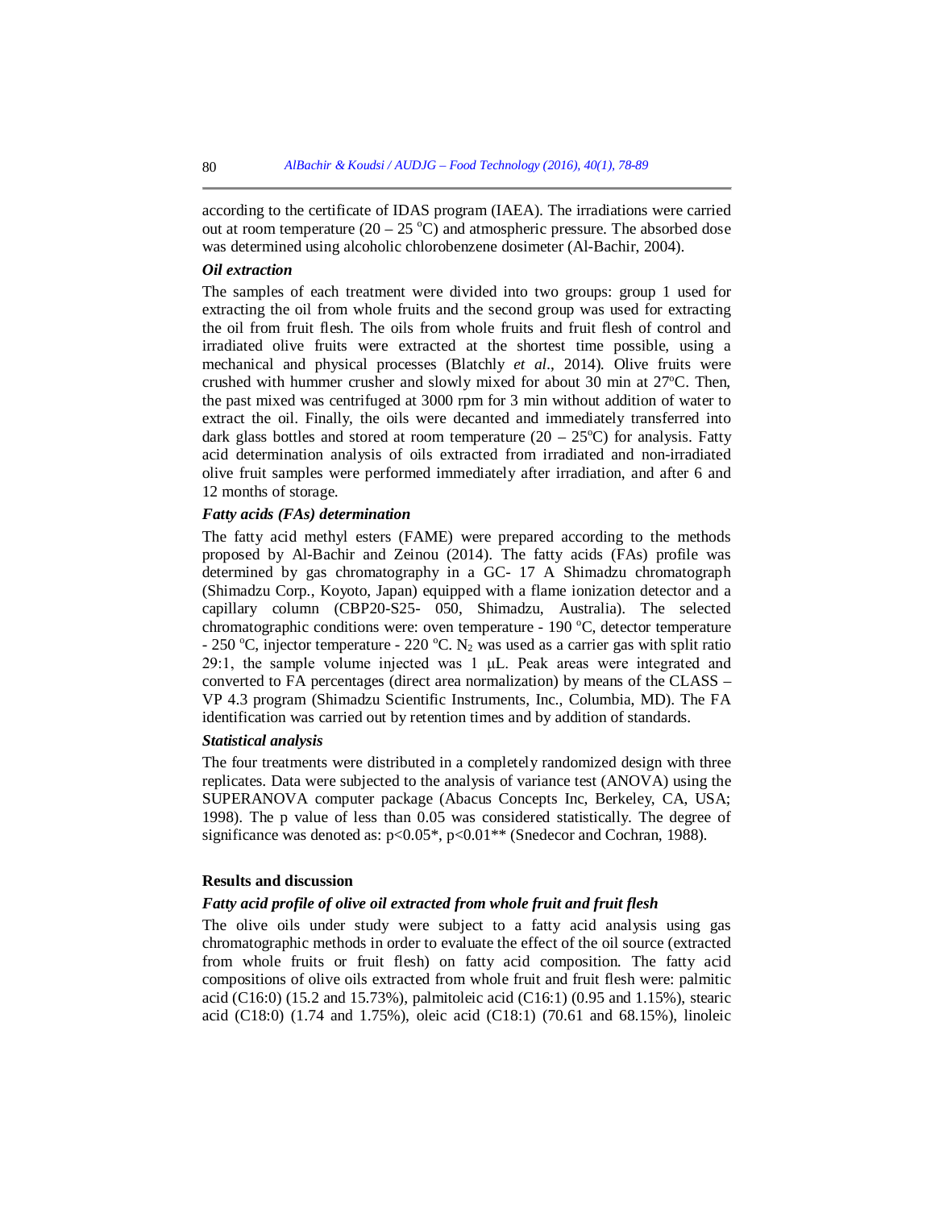according to the certificate of IDAS program (IAEA). The irradiations were carried out at room temperature (20 – 25 °C) and atmospheric pressure. The absorbed dose was determined using alcoholic chlorobenzene dosimeter (Al-Bachir, 2004).

### *Oil extraction*

The samples of each treatment were divided into two groups: group 1 used for extracting the oil from whole fruits and the second group was used for extracting the oil from fruit flesh. The oils from whole fruits and fruit flesh of control and irradiated olive fruits were extracted at the shortest time possible, using a mechanical and physical processes (Blatchly *et al*., 2014). Olive fruits were crushed with hummer crusher and slowly mixed for about 30 min at 27°C. Then, the past mixed was centrifuged at 3000 rpm for 3 min without addition of water to extract the oil. Finally, the oils were decanted and immediately transferred into dark glass bottles and stored at room temperature (20 – 25°C) for analysis. Fatty acid determination analysis of oils extracted from irradiated and non-irradiated olive fruit samples were performed immediately after irradiation, and after 6 and 12 months of storage.

### *Fatty acids (FAs) determination*

The fatty acid methyl esters (FAME) were prepared according to the methods proposed by Al-Bachir and Zeinou (2014). The fatty acids (FAs) profile was determined by gas chromatography in a GC- 17 A Shimadzu chromatograph (Shimadzu Corp., Koyoto, Japan) equipped with a flame ionization detector and a capillary column (CBP20-S25- 050, Shimadzu, Australia). The selected chromatographic conditions were: oven temperature - 190 °C, detector temperature - 250 °C, injector temperature - 220 °C. $N_2$ was used as a carrier gas with split ratio 29:1, the sample volume injected was 1 μL. Peak areas were integrated and converted to FA percentages (direct area normalization) by means of the CLASS – VP 4.3 program (Shimadzu Scientific Instruments, Inc., Columbia, MD). The FA identification was carried out by retention times and by addition of standards.

### *Statistical analysis*

The four treatments were distributed in a completely randomized design with three replicates. Data were subjected to the analysis of variance test (ANOVA) using the SUPERANOVA computer package (Abacus Concepts Inc, Berkeley, CA, USA; 1998). The p value of less than 0.05 was considered statistically. The degree of significance was denoted as: $p<0.05$*, $p<0.01$** (Snedecor and Cochran, 1988).

## Results and discussion

### *Fatty acid profile of olive oil extracted from whole fruit and fruit flesh*

The olive oils under study were subject to a fatty acid analysis using gas chromatographic methods in order to evaluate the effect of the oil source (extracted from whole fruits or fruit flesh) on fatty acid composition. The fatty acid compositions of olive oils extracted from whole fruit and fruit flesh were: palmitic acid (C16:0) (15.2 and 15.73%), palmitoleic acid (C16:1) (0.95 and 1.15%), stearic acid (C18:0) (1.74 and 1.75%), oleic acid (C18:1) (70.61 and 68.15%), linoleic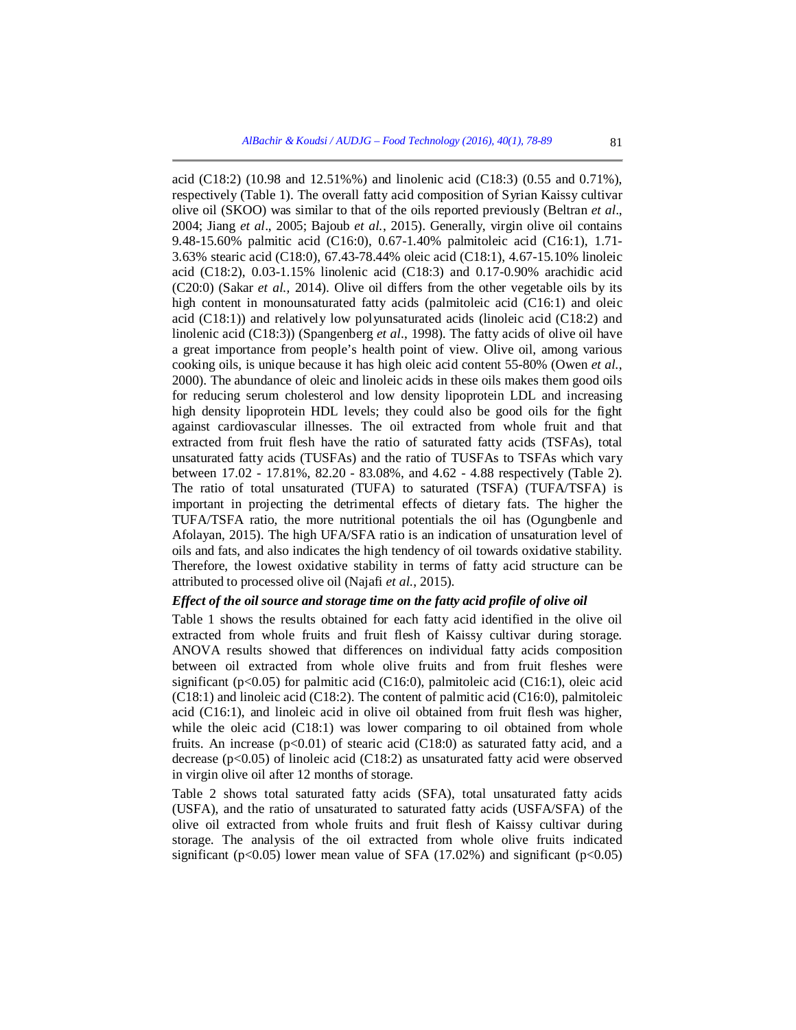acid (C18:2) (10.98 and 12.51%%) and linolenic acid (C18:3) (0.55 and 0.71%), respectively (Table 1). The overall fatty acid composition of Syrian Kaissy cultivar olive oil (SKOO) was similar to that of the oils reported previously (Beltran *et al*., 2004; Jiang *et al*., 2005; Bajoub *et al.*, 2015). Generally, virgin olive oil contains 9.48-15.60% palmitic acid (C16:0), 0.67-1.40% palmitoleic acid (C16:1), 1.71-3.63% stearic acid (C18:0), 67.43-78.44% oleic acid (C18:1), 4.67-15.10% linoleic acid (C18:2), 0.03-1.15% linolenic acid (C18:3) and 0.17-0.90% arachidic acid (C20:0) (Sakar *et al.,* 2014). Olive oil differs from the other vegetable oils by its high content in monounsaturated fatty acids (palmitoleic acid (C16:1) and oleic acid (C18:1)) and relatively low polyunsaturated acids (linoleic acid (C18:2) and linolenic acid (C18:3)) (Spangenberg *et al*., 1998). The fatty acids of olive oil have a great importance from people's health point of view. Olive oil, among various cooking oils, is unique because it has high oleic acid content 55-80% (Owen *et al.*, 2000). The abundance of oleic and linoleic acids in these oils makes them good oils for reducing serum cholesterol and low density lipoprotein LDL and increasing high density lipoprotein HDL levels; they could also be good oils for the fight against cardiovascular illnesses. The oil extracted from whole fruit and that extracted from fruit flesh have the ratio of saturated fatty acids (TSFAs), total unsaturated fatty acids (TUSFAs) and the ratio of TUSFAs to TSFAs which vary between 17.02 - 17.81%, 82.20 - 83.08%, and 4.62 - 4.88 respectively (Table 2). The ratio of total unsaturated (TUFA) to saturated (TSFA) (TUFA/TSFA) is important in projecting the detrimental effects of dietary fats. The higher the TUFA/TSFA ratio, the more nutritional potentials the oil has (Ogungbenle and Afolayan, 2015). The high UFA/SFA ratio is an indication of unsaturation level of oils and fats, and also indicates the high tendency of oil towards oxidative stability. Therefore, the lowest oxidative stability in terms of fatty acid structure can be attributed to processed olive oil (Najafi *et al.,* 2015).

***Effect of the oil source and storage time on the fatty acid profile of olive oil***

Table 1 shows the results obtained for each fatty acid identified in the olive oil extracted from whole fruits and fruit flesh of Kaissy cultivar during storage. ANOVA results showed that differences on individual fatty acids composition between oil extracted from whole olive fruits and from fruit fleshes were significant ($p<0.05$) for palmitic acid (C16:0), palmitoleic acid (C16:1), oleic acid (C18:1) and linoleic acid (C18:2). The content of palmitic acid (C16:0), palmitoleic acid (C16:1), and linoleic acid in olive oil obtained from fruit flesh was higher, while the oleic acid (C18:1) was lower comparing to oil obtained from whole fruits. An increase ($p<0.01$) of stearic acid (C18:0) as saturated fatty acid, and a decrease ($p<0.05$) of linoleic acid (C18:2) as unsaturated fatty acid were observed in virgin olive oil after 12 months of storage.

Table 2 shows total saturated fatty acids (SFA), total unsaturated fatty acids (USFA), and the ratio of unsaturated to saturated fatty acids (USFA/SFA) of the olive oil extracted from whole fruits and fruit flesh of Kaissy cultivar during storage. The analysis of the oil extracted from whole olive fruits indicated significant ($p<0.05$) lower mean value of SFA (17.02%) and significant ($p<0.05$)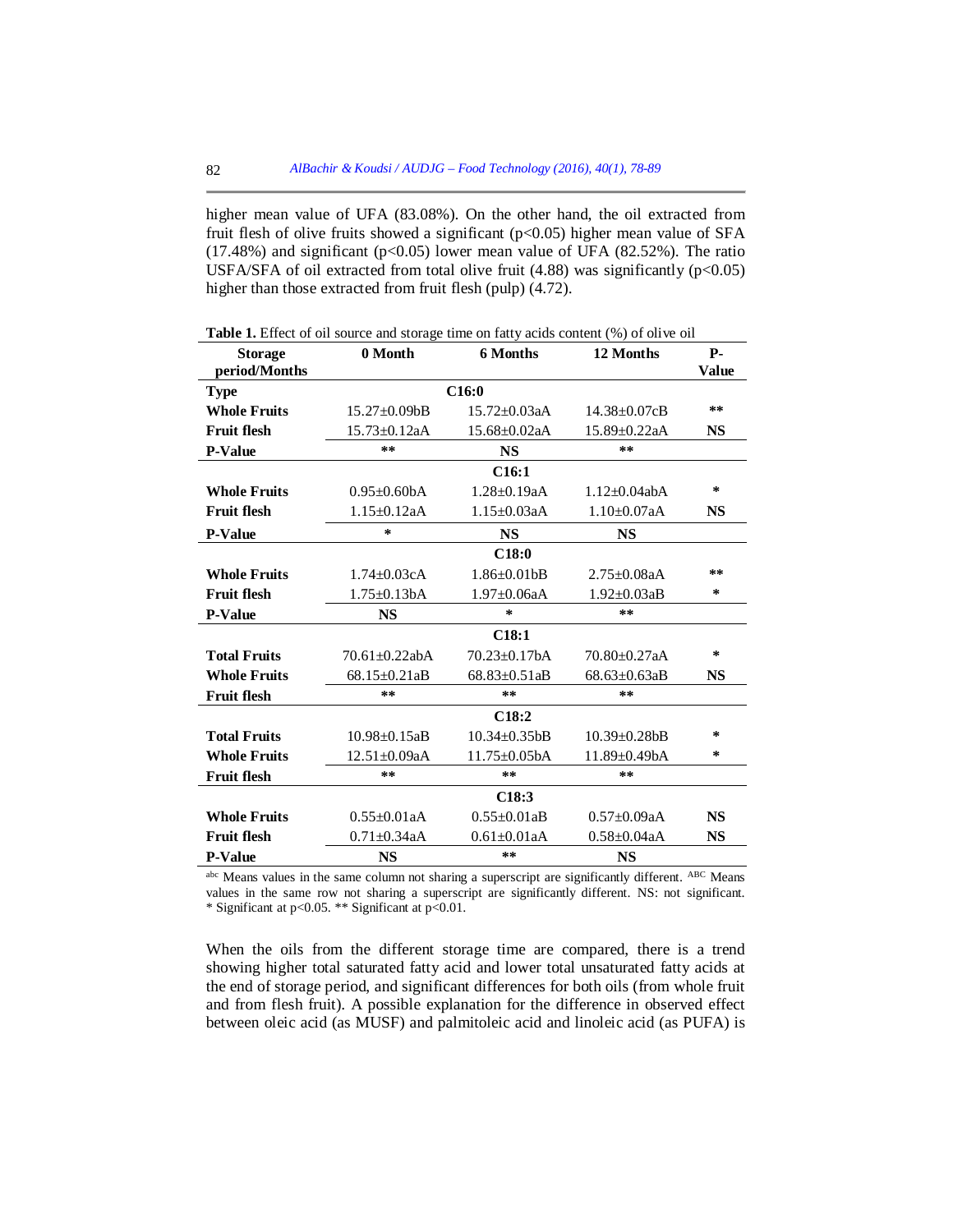higher mean value of UFA (83.08%). On the other hand, the oil extracted from fruit flesh of olive fruits showed a significant ($p<0.05$) higher mean value of SFA (17.48%) and significant ($p<0.05$) lower mean value of UFA (82.52%). The ratio USFA/SFA of oil extracted from total olive fruit (4.88) was significantly ($p<0.05$) higher than those extracted from fruit flesh (pulp) (4.72).

**Table 1.** Effect of oil source and storage time on fatty acids content (%) of olive oil

| Storage period/Months | 0 Month | 6 Months | 12 Months | P-Value |
|---|---|---|---|---|
| **Type** | | **C16:0** | | |
| **Whole Fruits** | 15.27±0.09bB | 15.72±0.03aA | 14.38±0.07cB | ** |
| **Fruit flesh** | 15.73±0.12aA | 15.68±0.02aA | 15.89±0.22aA | **NS** |
| **P-Value** | ** | **NS** | ** | |
| | | **C16:1** | | |
| **Whole Fruits** | 0.95±0.60bA | 1.28±0.19aA | 1.12±0.04abA | * |
| **Fruit flesh** | 1.15±0.12aA | 1.15±0.03aA | 1.10±0.07aA | **NS** |
| **P-Value** | * | **NS** | **NS** | |
| | | **C18:0** | | |
| **Whole Fruits** | 1.74±0.03cA | 1.86±0.01bB | 2.75±0.08aA | ** |
| **Fruit flesh** | 1.75±0.13bA | 1.97±0.06aA | 1.92±0.03aB | * |
| **P-Value** | **NS** | * | ** | |
| | | **C18:1** | | |
| **Total Fruits** | 70.61±0.22abA | 70.23±0.17bA | 70.80±0.27aA | * |
| **Whole Fruits** | 68.15±0.21aB | 68.83±0.51aB | 68.63±0.63aB | **NS** |
| **Fruit flesh** | ** | ** | ** | |
| | | **C18:2** | | |
| **Total Fruits** | 10.98±0.15aB | 10.34±0.35bB | 10.39±0.28bB | * |
| **Whole Fruits** | 12.51±0.09aA | 11.75±0.05bA | 11.89±0.49bA | * |
| **Fruit flesh** | ** | ** | ** | |
| | | **C18:3** | | |
| **Whole Fruits** | 0.55±0.01aA | 0.55±0.01aB | 0.57±0.09aA | **NS** |
| **Fruit flesh** | 0.71±0.34aA | 0.61±0.01aA | 0.58±0.04aA | **NS** |
| **P-Value** | **NS** | ** | **NS** | |

[abc] Means values in the same column not sharing a superscript are significantly different. [ABC] Means values in the same row not sharing a superscript are significantly different. NS: not significant. * Significant at $p<0.05$. ** Significant at $p<0.01$.

When the oils from the different storage time are compared, there is a trend showing higher total saturated fatty acid and lower total unsaturated fatty acids at the end of storage period, and significant differences for both oils (from whole fruit and from flesh fruit). A possible explanation for the difference in observed effect between oleic acid (as MUSF) and palmitoleic acid and linoleic acid (as PUFA) is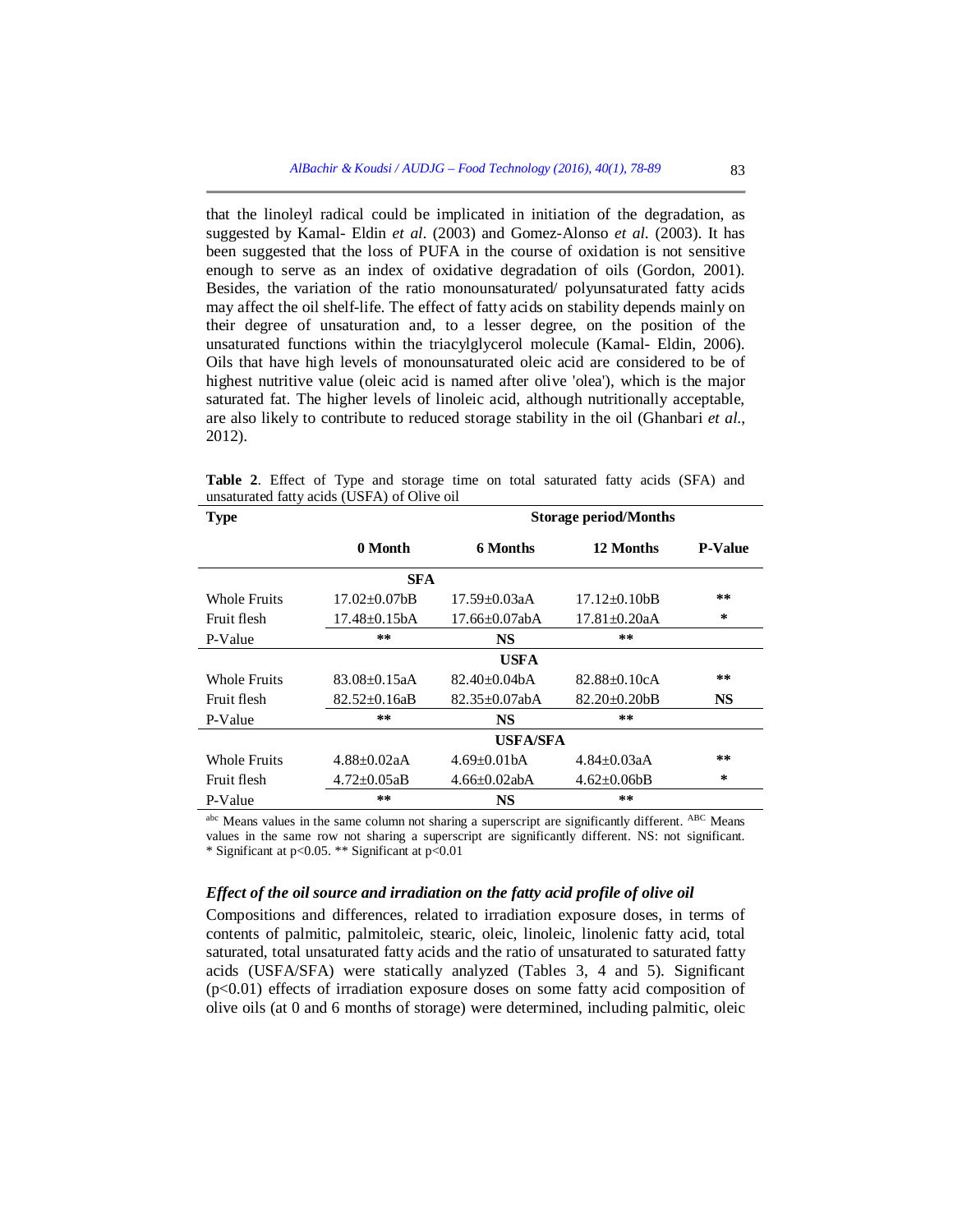that the linoleyl radical could be implicated in initiation of the degradation, as suggested by Kamal- Eldin *et al*. (2003) and Gomez-Alonso *et al.* (2003). It has been suggested that the loss of PUFA in the course of oxidation is not sensitive enough to serve as an index of oxidative degradation of oils (Gordon, 2001). Besides, the variation of the ratio monounsaturated/ polyunsaturated fatty acids may affect the oil shelf-life. The effect of fatty acids on stability depends mainly on their degree of unsaturation and, to a lesser degree, on the position of the unsaturated functions within the triacylglycerol molecule (Kamal- Eldin, 2006). Oils that have high levels of monounsaturated oleic acid are considered to be of highest nutritive value (oleic acid is named after olive 'olea'), which is the major saturated fat. The higher levels of linoleic acid, although nutritionally acceptable, are also likely to contribute to reduced storage stability in the oil (Ghanbari *et al.*, 2012).

**Table 2**. Effect of Type and storage time on total saturated fatty acids (SFA) and unsaturated fatty acids (USFA) of Olive oil

| Type | Storage period/Months | | | |
|---|---|---|---|---|
| | **0 Month** | **6 Months** | **12 Months** | **P-Value** |
| | | **SFA** | | |
| Whole Fruits | 17.02±0.07bB | 17.59±0.03aA | 17.12±0.10bB | ** |
| Fruit flesh | 17.48±0.15bA | 17.66±0.07abA | 17.81±0.20aA | * |
| P-Value | ** | NS | ** | |
| | | **USFA** | | |
| Whole Fruits | 83.08±0.15aA | 82.40±0.04bA | 82.88±0.10cA | ** |
| Fruit flesh | 82.52±0.16aB | 82.35±0.07abA | 82.20±0.20bB | NS |
| P-Value | ** | NS | ** | |
| | | **USFA/SFA** | | |
| Whole Fruits | 4.88±0.02aA | 4.69±0.01bA | 4.84±0.03aA | ** |
| Fruit flesh | 4.72±0.05aB | 4.66±0.02abA | 4.62±0.06bB | * |
| P-Value | ** | NS | ** | |

[abc] Means values in the same column not sharing a superscript are significantly different. [ABC] Means values in the same row not sharing a superscript are significantly different. NS: not significant. * Significant at $p<0.05$. ** Significant at $p<0.01$

### *Effect of the oil source and irradiation on the fatty acid profile of olive oil*

Compositions and differences, related to irradiation exposure doses, in terms of contents of palmitic, palmitoleic, stearic, oleic, linoleic, linolenic fatty acid, total saturated, total unsaturated fatty acids and the ratio of unsaturated to saturated fatty acids (USFA/SFA) were statically analyzed (Tables 3, 4 and 5). Significant ($p<0.01$) effects of irradiation exposure doses on some fatty acid composition of olive oils (at 0 and 6 months of storage) were determined, including palmitic, oleic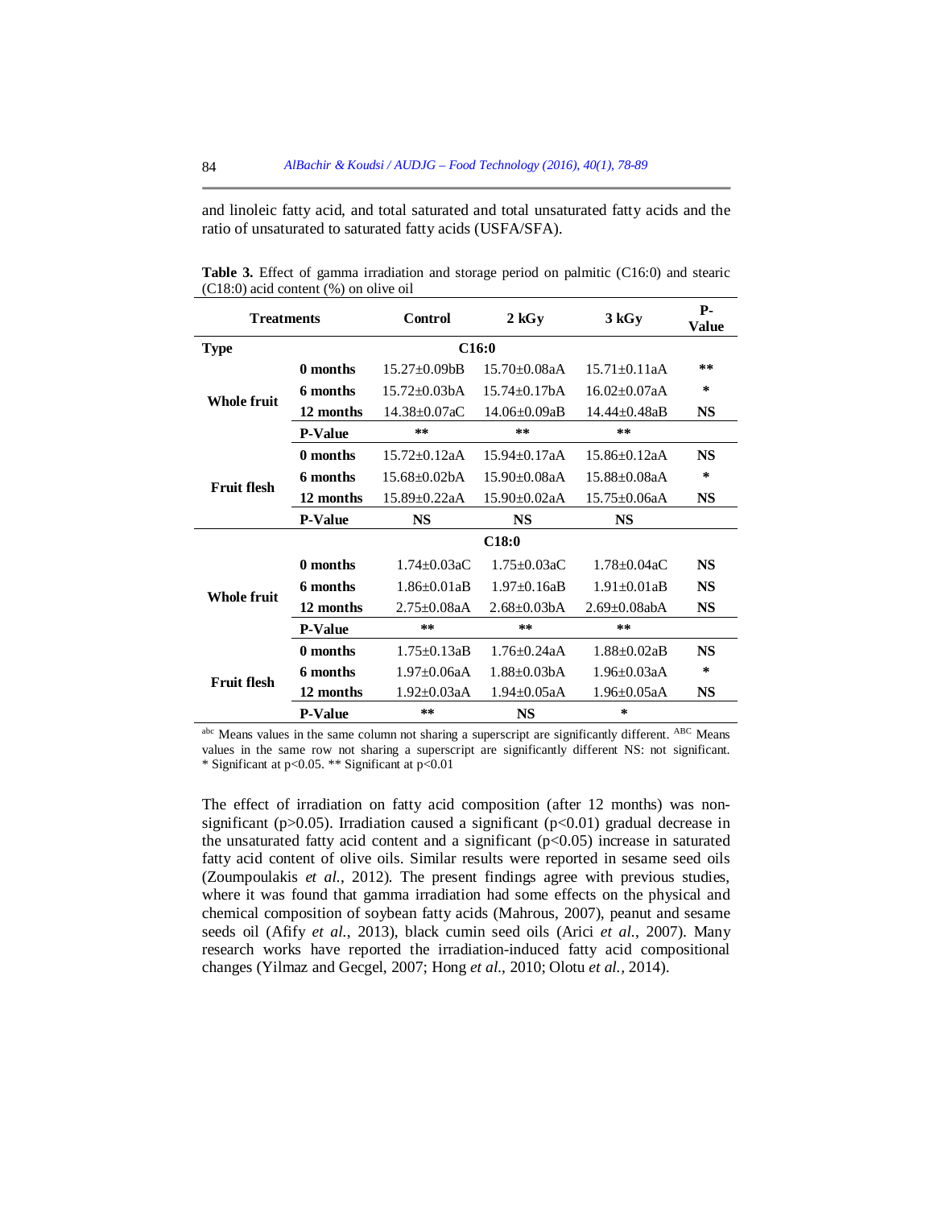and linoleic fatty acid, and total saturated and total unsaturated fatty acids and the ratio of unsaturated to saturated fatty acids (USFA/SFA).

**Table 3.** Effect of gamma irradiation and storage period on palmitic (C16:0) and stearic (C18:0) acid content (%) on olive oil

| Treatments | | Control | 2 kGy | 3 kGy | P-Value |
|---|---|---|---|---|---|
| **Type** | | | **C16:0** | | |
| **Whole fruit** | **0 months** | 15.27±0.09bB | 15.70±0.08aA | 15.71±0.11aA | ** |
| | **6 months** | 15.72±0.03bA | 15.74±0.17bA | 16.02±0.07aA | * |
| | **12 months** | 14.38±0.07aC | 14.06±0.09aB | 14.44±0.48aB | **NS** |
| | **P-Value** | ** | ** | ** | |
| **Fruit flesh** | **0 months** | 15.72±0.12aA | 15.94±0.17aA | 15.86±0.12aA | **NS** |
| | **6 months** | 15.68±0.02bA | 15.90±0.08aA | 15.88±0.08aA | * |
| | **12 months** | 15.89±0.22aA | 15.90±0.02aA | 15.75±0.06aA | **NS** |
| | **P-Value** | **NS** | **NS** | **NS** | |
| | | | **C18:0** | | |
| **Whole fruit** | **0 months** | 1.74±0.03aC | 1.75±0.03aC | 1.78±0.04aC | **NS** |
| | **6 months** | 1.86±0.01aB | 1.97±0.16aB | 1.91±0.01aB | **NS** |
| | **12 months** | 2.75±0.08aA | 2.68±0.03bA | 2.69±0.08abA | **NS** |
| | **P-Value** | ** | ** | ** | |
| **Fruit flesh** | **0 months** | 1.75±0.13aB | 1.76±0.24aA | 1.88±0.02aB | **NS** |
| | **6 months** | 1.97±0.06aA | 1.88±0.03bA | 1.96±0.03aA | * |
| | **12 months** | 1.92±0.03aA | 1.94±0.05aA | 1.96±0.05aA | **NS** |
| | **P-Value** | ** | **NS** | * | |

[abc] Means values in the same column not sharing a superscript are significantly different. [ABC] Means values in the same row not sharing a superscript are significantly different NS: not significant. * Significant at p<0.05. ** Significant at p<0.01

The effect of irradiation on fatty acid composition (after 12 months) was non-significant ($p>0.05$). Irradiation caused a significant ($p<0.01$) gradual decrease in the unsaturated fatty acid content and a significant ($p<0.05$) increase in saturated fatty acid content of olive oils. Similar results were reported in sesame seed oils (Zoumpoulakis *et al.*, 2012). The present findings agree with previous studies, where it was found that gamma irradiation had some effects on the physical and chemical composition of soybean fatty acids (Mahrous, 2007), peanut and sesame seeds oil (Afify *et al.*, 2013), black cumin seed oils (Arici *et al.*, 2007). Many research works have reported the irradiation-induced fatty acid compositional changes (Yilmaz and Gecgel, 2007; Hong *et al.*, 2010; Olotu *et al.*, 2014).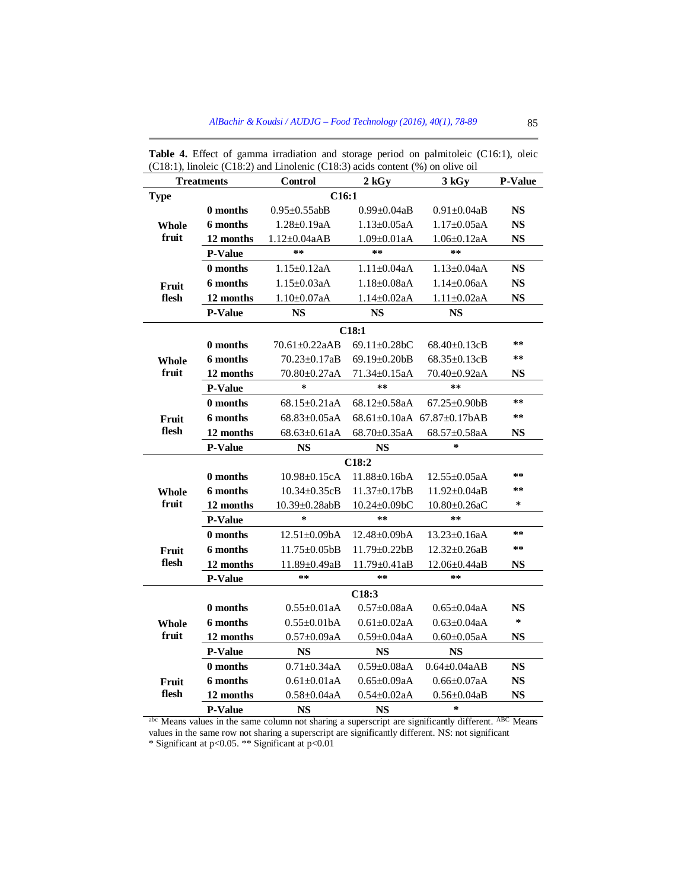**Table 4.** Effect of gamma irradiation and storage period on palmitoleic (C16:1), oleic (C18:1), linoleic (C18:2) and Linolenic (C18:3) acids content (%) on olive oil

| Treatments | | Control | 2 kGy | 3 kGy | P-Value |
|---|---|---|---|---|---|
| **Type** | | **C16:1** | | | |
| **Whole fruit** | **0 months** | 0.95±0.55abB | 0.99±0.04aB | 0.91±0.04aB | **NS** |
| | **6 months** | 1.28±0.19aA | 1.13±0.05aA | 1.17±0.05aA | **NS** |
| | **12 months** | 1.12±0.04aAB | 1.09±0.01aA | 1.06±0.12aA | **NS** |
| | **P-Value** | ** | ** | ** | |
| **Fruit flesh** | **0 months** | 1.15±0.12aA | 1.11±0.04aA | 1.13±0.04aA | **NS** |
| | **6 months** | 1.15±0.03aA | 1.18±0.08aA | 1.14±0.06aA | **NS** |
| | **12 months** | 1.10±0.07aA | 1.14±0.02aA | 1.11±0.02aA | **NS** |
| | **P-Value** | **NS** | **NS** | **NS** | |
| | | **C18:1** | | | |
| **Whole fruit** | **0 months** | 70.61±0.22aAB | 69.11±0.28bC | 68.40±0.13cB | ** |
| | **6 months** | 70.23±0.17aB | 69.19±0.20bB | 68.35±0.13cB | ** |
| | **12 months** | 70.80±0.27aA | 71.34±0.15aA | 70.40±0.92aA | **NS** |
| | **P-Value** | * | ** | ** | |
| **Fruit flesh** | **0 months** | 68.15±0.21aA | 68.12±0.58aA | 67.25±0.90bB | ** |
| | **6 months** | 68.83±0.05aA | 68.61±0.10aA | 67.87±0.17bAB | ** |
| | **12 months** | 68.63±0.61aA | 68.70±0.35aA | 68.57±0.58aA | **NS** |
| | **P-Value** | **NS** | **NS** | * | |
| | | **C18:2** | | | |
| **Whole fruit** | **0 months** | 10.98±0.15cA | 11.88±0.16bA | 12.55±0.05aA | ** |
| | **6 months** | 10.34±0.35cB | 11.37±0.17bB | 11.92±0.04aB | ** |
| | **12 months** | 10.39±0.28abB | 10.24±0.09bC | 10.80±0.26aC | * |
| | **P-Value** | * | ** | ** | |
| **Fruit flesh** | **0 months** | 12.51±0.09bA | 12.48±0.09bA | 13.23±0.16aA | ** |
| | **6 months** | 11.75±0.05bB | 11.79±0.22bB | 12.32±0.26aB | ** |
| | **12 months** | 11.89±0.49aB | 11.79±0.41aB | 12.06±0.44aB | **NS** |
| | **P-Value** | ** | ** | ** | |
| | | **C18:3** | | | |
| **Whole fruit** | **0 months** | 0.55±0.01aA | 0.57±0.08aA | 0.65±0.04aA | **NS** |
| | **6 months** | 0.55±0.01bA | 0.61±0.02aA | 0.63±0.04aA | * |
| | **12 months** | 0.57±0.09aA | 0.59±0.04aA | 0.60±0.05aA | **NS** |
| | **P-Value** | **NS** | **NS** | **NS** | |
| **Fruit flesh** | **0 months** | 0.71±0.34aA | 0.59±0.08aA | 0.64±0.04aAB | **NS** |
| | **6 months** | 0.61±0.01aA | 0.65±0.09aA | 0.66±0.07aA | **NS** |
| | **12 months** | 0.58±0.04aA | 0.54±0.02aA | 0.56±0.04aB | **NS** |
| | **P-Value** | **NS** | **NS** | * | |

[abc] Means values in the same column not sharing a superscript are significantly different. [ABC] Means values in the same row not sharing a superscript are significantly different. NS: not significant
* Significant at $p<0.05$. ** Significant at $p<0.01$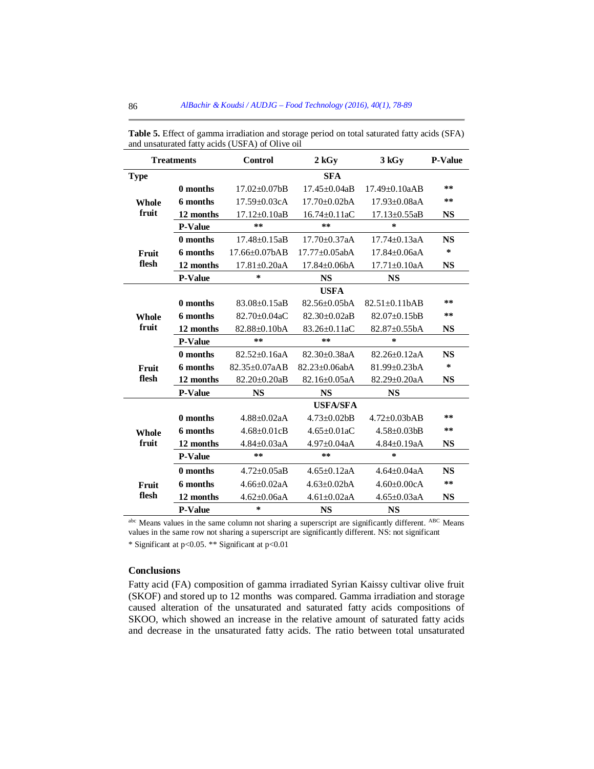**Table 5.** Effect of gamma irradiation and storage period on total saturated fatty acids (SFA) and unsaturated fatty acids (USFA) of Olive oil

| Treatments | | Control | 2 kGy | 3 kGy | P-Value |
|---|---|---|---|---|---|
| **Type** | | | **SFA** | | |
| **Whole fruit** | **0 months** | 17.02±0.07bB | 17.45±0.04aB | 17.49±0.10aAB | ** |
| | **6 months** | 17.59±0.03cA | 17.70±0.02bA | 17.93±0.08aA | ** |
| | **12 months** | 17.12±0.10aB | 16.74±0.11aC | 17.13±0.55aB | **NS** |
| | **P-Value** | ** | ** | * | |
| **Fruit flesh** | **0 months** | 17.48±0.15aB | 17.70±0.37aA | 17.74±0.13aA | **NS** |
| | **6 months** | 17.66±0.07bAB | 17.77±0.05abA | 17.84±0.06aA | * |
| | **12 months** | 17.81±0.20aA | 17.84±0.06bA | 17.71±0.10aA | **NS** |
| | **P-Value** | * | **NS** | **NS** | |
| | | | **USFA** | | |
| **Whole fruit** | **0 months** | 83.08±0.15aB | 82.56±0.05bA | 82.51±0.11bAB | ** |
| | **6 months** | 82.70±0.04aC | 82.30±0.02aB | 82.07±0.15bB | ** |
| | **12 months** | 82.88±0.10bA | 83.26±0.11aC | 82.87±0.55bA | **NS** |
| | **P-Value** | ** | ** | * | |
| **Fruit flesh** | **0 months** | 82.52±0.16aA | 82.30±0.38aA | 82.26±0.12aA | **NS** |
| | **6 months** | 82.35±0.07aAB | 82.23±0.06abA | 81.99±0.23bA | * |
| | **12 months** | 82.20±0.20aB | 82.16±0.05aA | 82.29±0.20aA | **NS** |
| | **P-Value** | **NS** | **NS** | **NS** | |
| | | | **USFA/SFA** | | |
| **Whole fruit** | **0 months** | 4.88±0.02aA | 4.73±0.02bB | 4.72±0.03bAB | ** |
| | **6 months** | 4.68±0.01cB | 4.65±0.01aC | 4.58±0.03bB | ** |
| | **12 months** | 4.84±0.03aA | 4.97±0.04aA | 4.84±0.19aA | **NS** |
| | **P-Value** | ** | ** | * | |
| **Fruit flesh** | **0 months** | 4.72±0.05aB | 4.65±0.12aA | 4.64±0.04aA | **NS** |
| | **6 months** | 4.66±0.02aA | 4.63±0.02bA | 4.60±0.00cA | ** |
| | **12 months** | 4.62±0.06aA | 4.61±0.02aA | 4.65±0.03aA | **NS** |
| | **P-Value** | * | **NS** | **NS** | |

[abc] Means values in the same column not sharing a superscript are significantly different. [ABC] Means values in the same row not sharing a superscript are significantly different. NS: not significant

* Significant at $p<0.05$. ** Significant at $p<0.01$

## Conclusions

Fatty acid (FA) composition of gamma irradiated Syrian Kaissy cultivar olive fruit (SKOF) and stored up to 12 months was compared. Gamma irradiation and storage caused alteration of the unsaturated and saturated fatty acids compositions of SKOO, which showed an increase in the relative amount of saturated fatty acids and decrease in the unsaturated fatty acids. The ratio between total unsaturated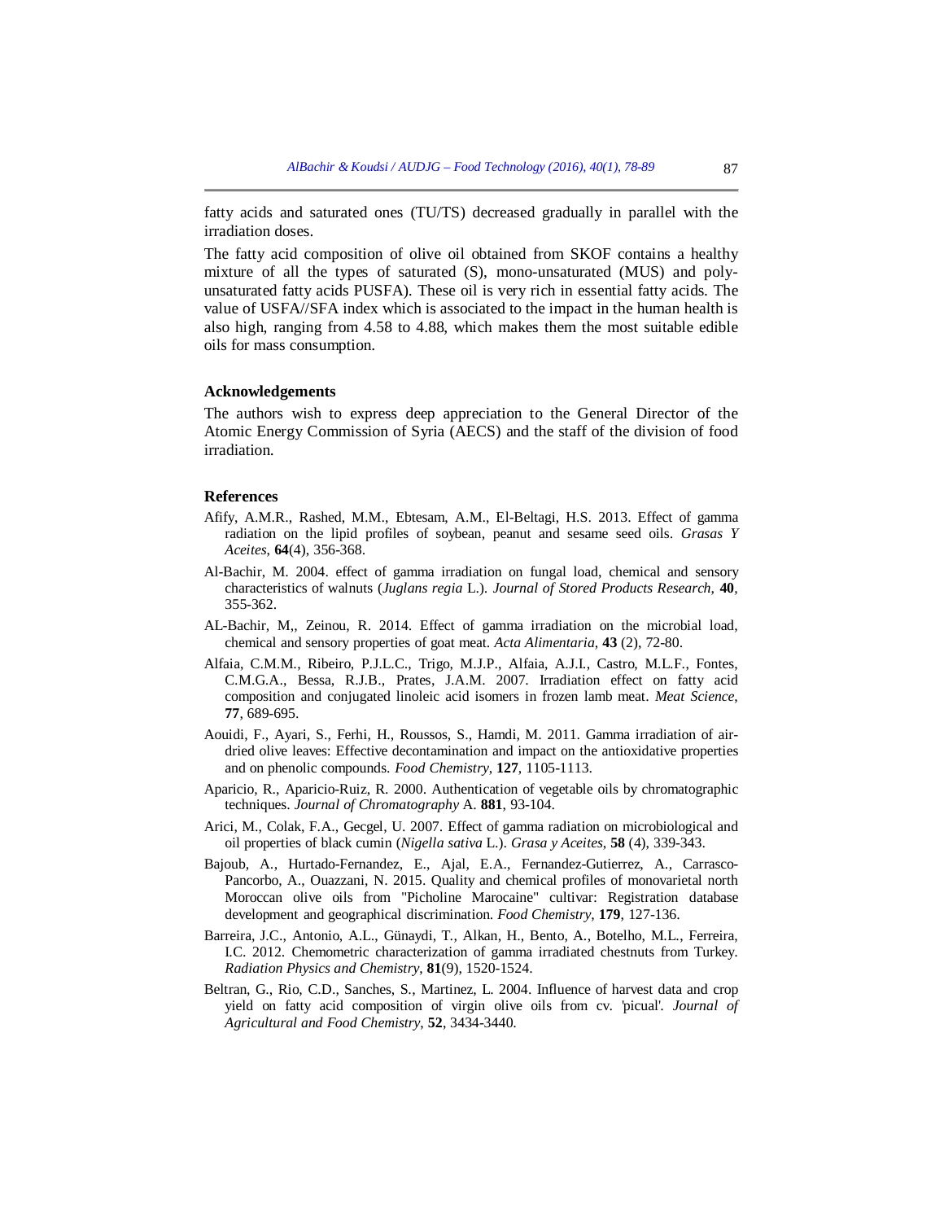fatty acids and saturated ones (TU/TS) decreased gradually in parallel with the irradiation doses.

The fatty acid composition of olive oil obtained from SKOF contains a healthy mixture of all the types of saturated (S), mono-unsaturated (MUS) and poly-unsaturated fatty acids PUSFA). These oil is very rich in essential fatty acids. The value of USFA//SFA index which is associated to the impact in the human health is also high, ranging from 4.58 to 4.88, which makes them the most suitable edible oils for mass consumption.

### Acknowledgements

The authors wish to express deep appreciation to the General Director of the Atomic Energy Commission of Syria (AECS) and the staff of the division of food irradiation.

### References

Afify, A.M.R., Rashed, M.M., Ebtesam, A.M., El-Beltagi, H.S. 2013. Effect of gamma radiation on the lipid profiles of soybean, peanut and sesame seed oils. *Grasas Y Aceites*, **64**(4), 356-368.

Al-Bachir, M. 2004. effect of gamma irradiation on fungal load, chemical and sensory characteristics of walnuts (*Juglans regia* L.). *Journal of Stored Products Research*, **40**, 355-362.

AL-Bachir, M,, Zeinou, R. 2014. Effect of gamma irradiation on the microbial load, chemical and sensory properties of goat meat. *Acta Alimentaria*, **43** (2), 72-80.

Alfaia, C.M.M., Ribeiro, P.J.L.C., Trigo, M.J.P., Alfaia, A.J.I., Castro, M.L.F., Fontes, C.M.G.A., Bessa, R.J.B., Prates, J.A.M. 2007. Irradiation effect on fatty acid composition and conjugated linoleic acid isomers in frozen lamb meat. *Meat Science*, **77**, 689-695.

Aouidi, F., Ayari, S., Ferhi, H., Roussos, S., Hamdi, M. 2011. Gamma irradiation of air-dried olive leaves: Effective decontamination and impact on the antioxidative properties and on phenolic compounds. *Food Chemistry*, **127**, 1105-1113.

Aparicio, R., Aparicio-Ruiz, R. 2000. Authentication of vegetable oils by chromatographic techniques. *Journal of Chromatography* A. **881**, 93-104.

Arici, M., Colak, F.A., Gecgel, U. 2007. Effect of gamma radiation on microbiological and oil properties of black cumin (*Nigella sativa* L.). *Grasa y Aceites*, **58** (4), 339-343.

Bajoub, A., Hurtado-Fernandez, E., Ajal, E.A., Fernandez-Gutierrez, A., Carrasco-Pancorbo, A., Ouazzani, N. 2015. Quality and chemical profiles of monovarietal north Moroccan olive oils from "Picholine Marocaine" cultivar: Registration database development and geographical discrimination. *Food Chemistry*, **179**, 127-136.

Barreira, J.C., Antonio, A.L., Günaydi, T., Alkan, H., Bento, A., Botelho, M.L., Ferreira, I.C. 2012. Chemometric characterization of gamma irradiated chestnuts from Turkey. *Radiation Physics and Chemistry*, **81**(9), 1520-1524.

Beltran, G., Rio, C.D., Sanches, S., Martinez, L. 2004. Influence of harvest data and crop yield on fatty acid composition of virgin olive oils from cv. 'picual'. *Journal of Agricultural and Food Chemistry*, **52**, 3434-3440.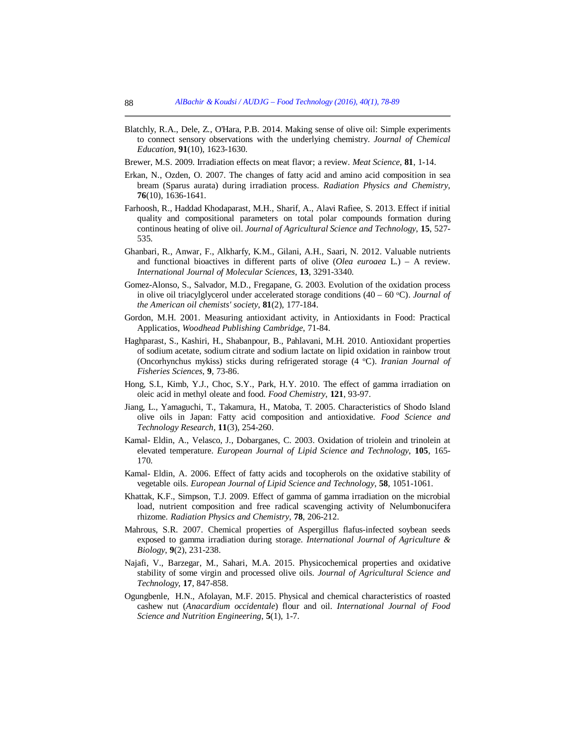Blatchly, R.A., Dele, Z., O'Hara, P.B. 2014. Making sense of olive oil: Simple experiments to connect sensory observations with the underlying chemistry. *Journal of Chemical Education*, **91**(10), 1623-1630.

Brewer, M.S. 2009. Irradiation effects on meat flavor; a review. *Meat Science*, **81**, 1-14.

Erkan, N., Ozden, O. 2007. The changes of fatty acid and amino acid composition in sea bream (Sparus aurata) during irradiation process. *Radiation Physics and Chemistry*, **76**(10), 1636-1641.

Farhoosh, R., Haddad Khodaparast, M.H., Sharif, A., Alavi Rafiee, S. 2013. Effect if initial quality and compositional parameters on total polar compounds formation during continous heating of olive oil. *Journal of Agricultural Science and Technology*, **15**, 527-535.

Ghanbari, R., Anwar, F., Alkharfy, K.M., Gilani, A.H., Saari, N. 2012. Valuable nutrients and functional bioactives in different parts of olive (*Olea euroaea* L.) – A review. *International Journal of Molecular Sciences*, **13**, 3291-3340.

Gomez-Alonso, S., Salvador, M.D., Fregapane, G. 2003. Evolution of the oxidation process in olive oil triacylglycerol under accelerated storage conditions (40 – 60 °C). *Journal of the American oil chemists' society*, **81**(2), 177-184.

Gordon, M.H. 2001. Measuring antioxidant activity, in Antioxidants in Food: Practical Applicatios, *Woodhead Publishing Cambridge*, 71-84.

Haghparast, S., Kashiri, H., Shabanpour, B., Pahlavani, M.H. 2010. Antioxidant properties of sodium acetate, sodium citrate and sodium lactate on lipid oxidation in rainbow trout (Oncorhynchus mykiss) sticks during refrigerated storage (4 °C). *Iranian Journal of Fisheries Sciences*, **9**, 73-86.

Hong, S.I., Kimb, Y.J., Choc, S.Y., Park, H.Y. 2010. The effect of gamma irradiation on oleic acid in methyl oleate and food. *Food Chemistry*, **121**, 93-97.

Jiang, L., Yamaguchi, T., Takamura, H., Matoba, T. 2005. Characteristics of Shodo Island olive oils in Japan: Fatty acid composition and antioxidative. *Food Science and Technology Research*, **11**(3), 254-260.

Kamal- Eldin, A., Velasco, J., Dobarganes, C. 2003. Oxidation of triolein and trinolein at elevated temperature. *European Journal of Lipid Science and Technology*, **105**, 165-170.

Kamal- Eldin, A. 2006. Effect of fatty acids and tocopherols on the oxidative stability of vegetable oils. *European Journal of Lipid Science and Technology*, **58**, 1051-1061.

Khattak, K.F., Simpson, T.J. 2009. Effect of gamma of gamma irradiation on the microbial load, nutrient composition and free radical scavenging activity of Nelumbonucifera rhizome. *Radiation Physics and Chemistry*, **78**, 206-212.

Mahrous, S.R. 2007. Chemical properties of Aspergillus flafus-infected soybean seeds exposed to gamma irradiation during storage. *International Journal of Agriculture & Biology*, **9**(2), 231-238.

Najafi, V., Barzegar, M., Sahari, M.A. 2015. Physicochemical properties and oxidative stability of some virgin and processed olive oils. *Journal of Agricultural Science and Technology*, **17**, 847-858.

Ogungbenle, H.N., Afolayan, M.F. 2015. Physical and chemical characteristics of roasted cashew nut (*Anacardium occidentale*) flour and oil. *International Journal of Food Science and Nutrition Engineering*, **5**(1), 1-7.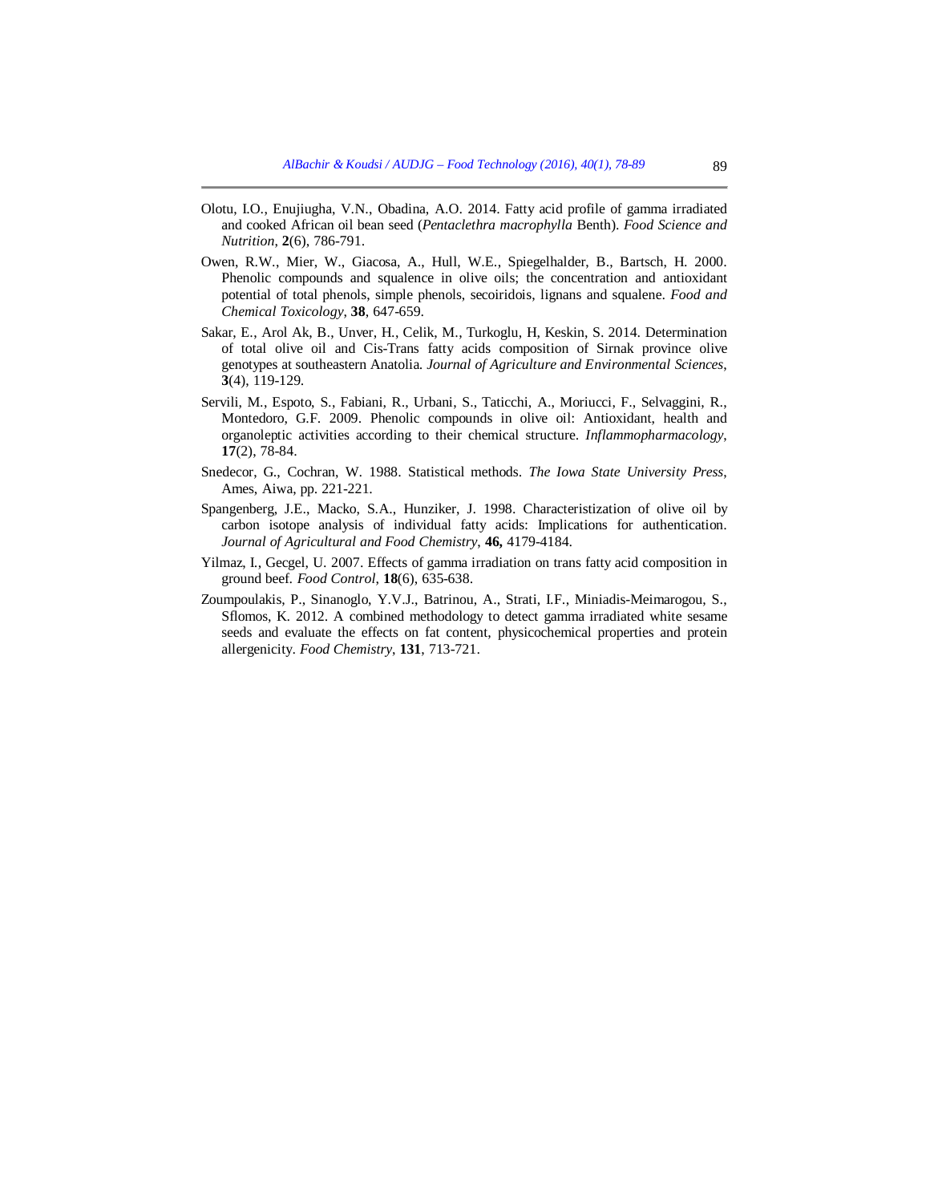Olotu, I.O., Enujiugha, V.N., Obadina, A.O. 2014. Fatty acid profile of gamma irradiated and cooked African oil bean seed (*Pentaclethra macrophylla* Benth). *Food Science and Nutrition*, **2**(6), 786-791.

Owen, R.W., Mier, W., Giacosa, A., Hull, W.E., Spiegelhalder, B., Bartsch, H. 2000. Phenolic compounds and squalence in olive oils; the concentration and antioxidant potential of total phenols, simple phenols, secoiridois, lignans and squalene. *Food and Chemical Toxicology*, **38**, 647-659.

Sakar, E., Arol Ak, B., Unver, H., Celik, M., Turkoglu, H, Keskin, S. 2014. Determination of total olive oil and Cis-Trans fatty acids composition of Sirnak province olive genotypes at southeastern Anatolia. *Journal of Agriculture and Environmental Sciences*, **3**(4), 119-129.

Servili, M., Espoto, S., Fabiani, R., Urbani, S., Taticchi, A., Moriucci, F., Selvaggini, R., Montedoro, G.F. 2009. Phenolic compounds in olive oil: Antioxidant, health and organoleptic activities according to their chemical structure. *Inflammopharmacology*, **17**(2), 78-84.

Snedecor, G., Cochran, W. 1988. Statistical methods. *The Iowa State University Press*, Ames, Aiwa, pp. 221-221.

Spangenberg, J.E., Macko, S.A., Hunziker, J. 1998. Characteristization of olive oil by carbon isotope analysis of individual fatty acids: Implications for authentication. *Journal of Agricultural and Food Chemistry*, **46,** 4179-4184.

Yilmaz, I., Gecgel, U. 2007. Effects of gamma irradiation on trans fatty acid composition in ground beef. *Food Control*, **18**(6), 635-638.

Zoumpoulakis, P., Sinanoglo, Y.V.J., Batrinou, A., Strati, I.F., Miniadis-Meimarogou, S., Sflomos, K. 2012. A combined methodology to detect gamma irradiated white sesame seeds and evaluate the effects on fat content, physicochemical properties and protein allergenicity. *Food Chemistry*, **131**, 713-721.